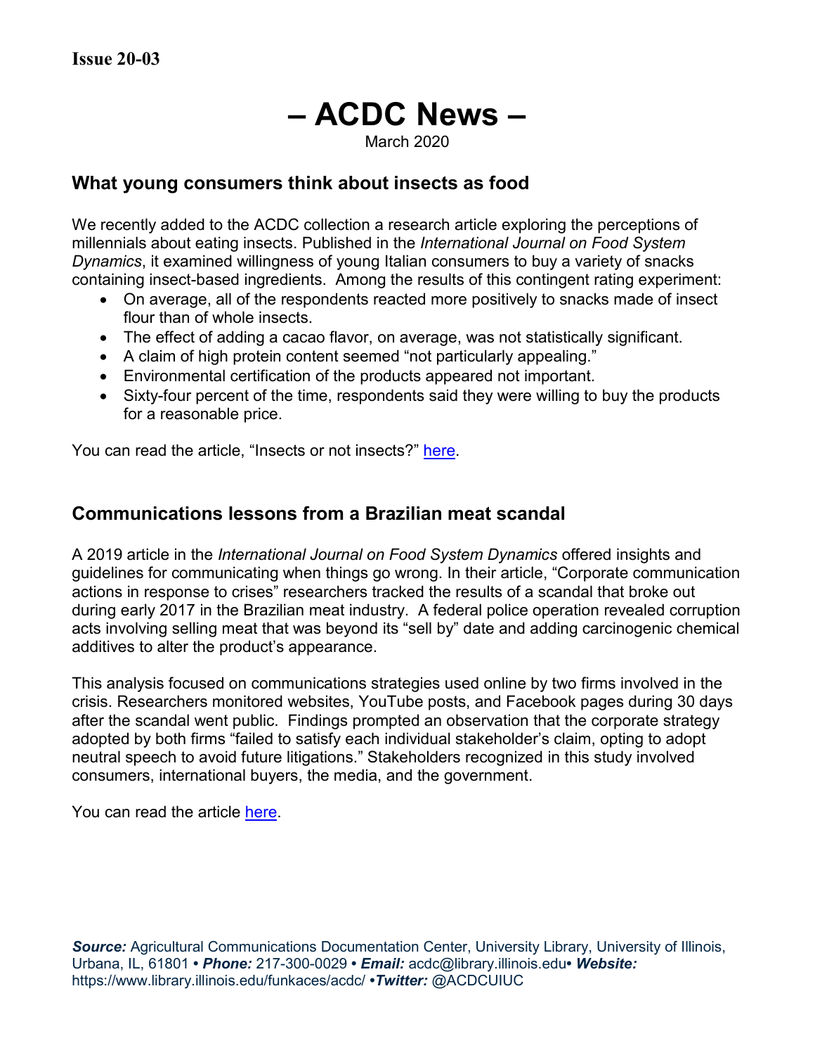**Issue 20-03**

# – ACDC News –

March 2020

## What young consumers think about insects as food

We recently added to the ACDC collection a research article exploring the perceptions of millennials about eating insects. Published in the *International Journal on Food System Dynamics*, it examined willingness of young Italian consumers to buy a variety of snacks containing insect-based ingredients. Among the results of this contingent rating experiment:

- On average, all of the respondents reacted more positively to snacks made of insect flour than of whole insects.
- The effect of adding a cacao flavor, on average, was not statistically significant.
- A claim of high protein content seemed "not particularly appealing."
- Environmental certification of the products appeared not important.
- Sixty-four percent of the time, respondents said they were willing to buy the products for a reasonable price.

You can read the article, "Insects or not insects?" here.

## Communications lessons from a Brazilian meat scandal

A 2019 article in the *International Journal on Food System Dynamics* offered insights and guidelines for communicating when things go wrong. In their article, "Corporate communication actions in response to crises" researchers tracked the results of a scandal that broke out during early 2017 in the Brazilian meat industry. A federal police operation revealed corruption acts involving selling meat that was beyond its "sell by" date and adding carcinogenic chemical additives to alter the product's appearance.

This analysis focused on communications strategies used online by two firms involved in the crisis. Researchers monitored websites, YouTube posts, and Facebook pages during 30 days after the scandal went public. Findings prompted an observation that the corporate strategy adopted by both firms "failed to satisfy each individual stakeholder's claim, opting to adopt neutral speech to avoid future litigations." Stakeholders recognized in this study involved consumers, international buyers, the media, and the government.

You can read the article here.

***Source:*** Agricultural Communications Documentation Center, University Library, University of Illinois, Urbana, IL, 61801 • ***Phone:*** 217-300-0029 • ***Email:*** acdc@library.illinois.edu• ***Website:*** https://www.library.illinois.edu/funkaces/acdc/ •***Twitter:*** @ACDCUIUC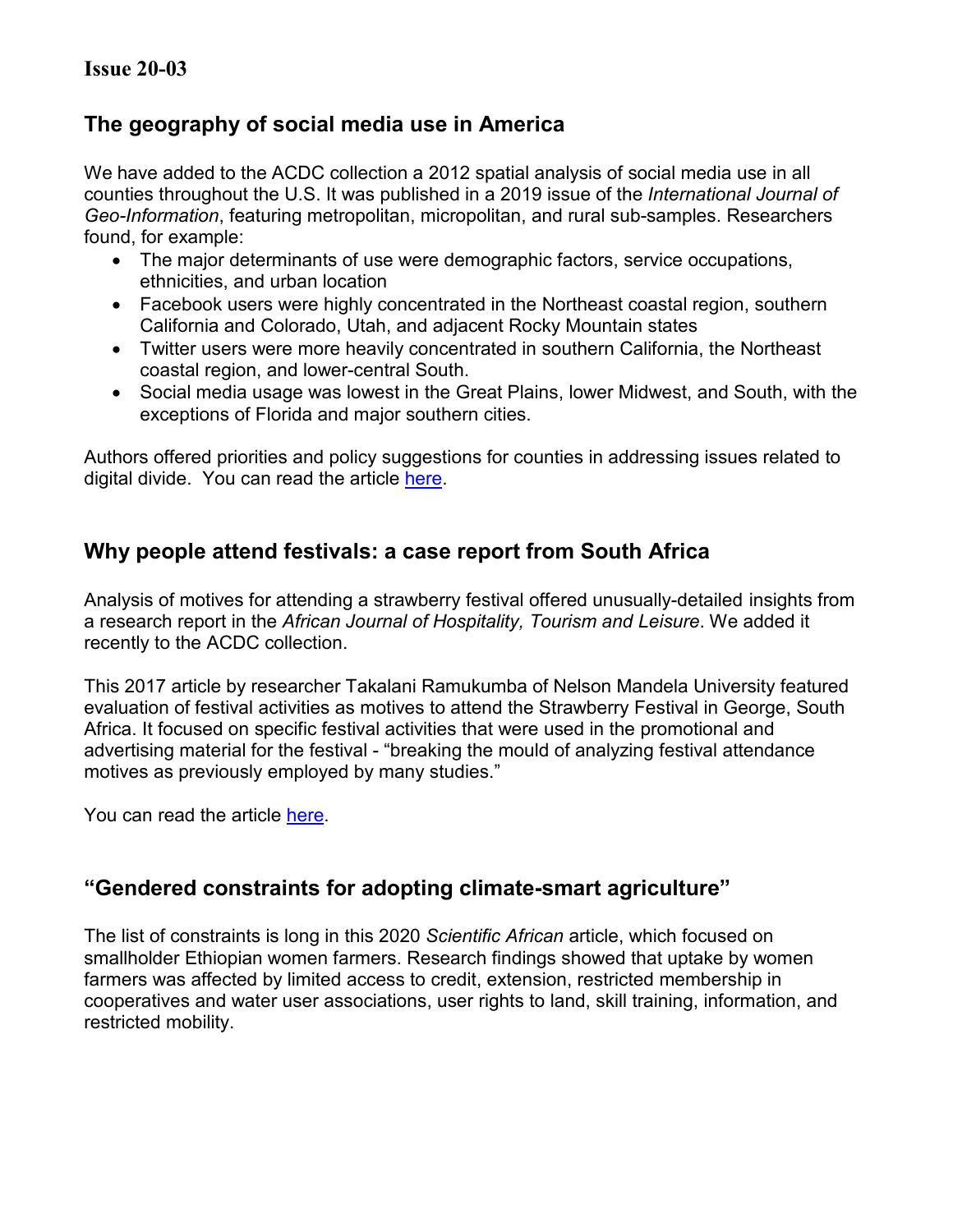**Issue 20-03**

## The geography of social media use in America

We have added to the ACDC collection a 2012 spatial analysis of social media use in all counties throughout the U.S. It was published in a 2019 issue of the *International Journal of Geo-Information*, featuring metropolitan, micropolitan, and rural sub-samples. Researchers found, for example:

- The major determinants of use were demographic factors, service occupations, ethnicities, and urban location
- Facebook users were highly concentrated in the Northeast coastal region, southern California and Colorado, Utah, and adjacent Rocky Mountain states
- Twitter users were more heavily concentrated in southern California, the Northeast coastal region, and lower-central South.
- Social media usage was lowest in the Great Plains, lower Midwest, and South, with the exceptions of Florida and major southern cities.

Authors offered priorities and policy suggestions for counties in addressing issues related to digital divide. You can read the article here.

## Why people attend festivals: a case report from South Africa

Analysis of motives for attending a strawberry festival offered unusually-detailed insights from a research report in the *African Journal of Hospitality, Tourism and Leisure*. We added it recently to the ACDC collection.

This 2017 article by researcher Takalani Ramukumba of Nelson Mandela University featured evaluation of festival activities as motives to attend the Strawberry Festival in George, South Africa. It focused on specific festival activities that were used in the promotional and advertising material for the festival - "breaking the mould of analyzing festival attendance motives as previously employed by many studies."

You can read the article here.

## "Gendered constraints for adopting climate-smart agriculture"

The list of constraints is long in this 2020 *Scientific African* article, which focused on smallholder Ethiopian women farmers. Research findings showed that uptake by women farmers was affected by limited access to credit, extension, restricted membership in cooperatives and water user associations, user rights to land, skill training, information, and restricted mobility.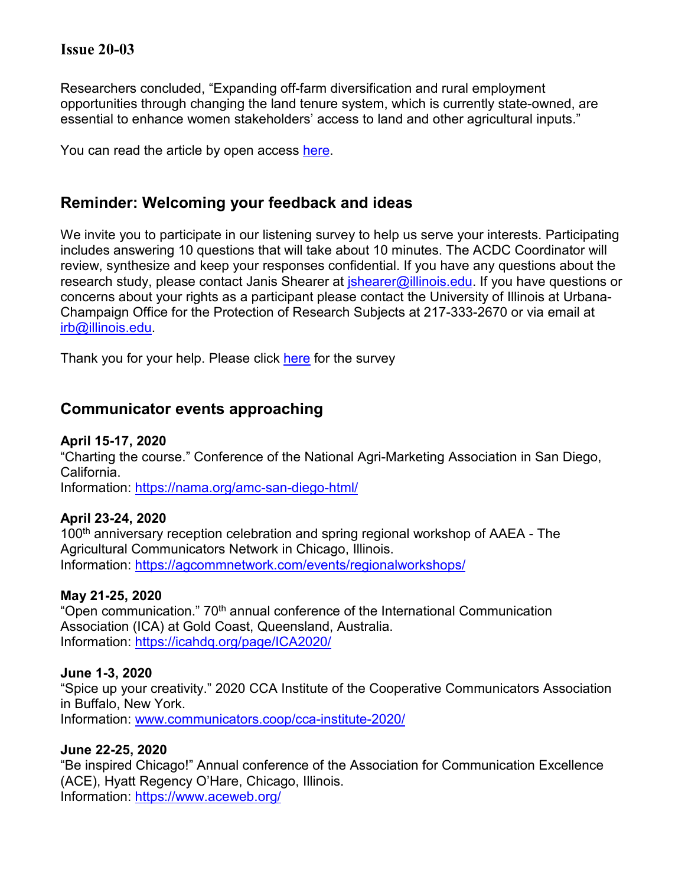Researchers concluded, “Expanding off-farm diversification and rural employment opportunities through changing the land tenure system, which is currently state-owned, are essential to enhance women stakeholders’ access to land and other agricultural inputs.”

You can read the article by open access [here](#).

## Reminder: Welcoming your feedback and ideas

We invite you to participate in our listening survey to help us serve your interests. Participating includes answering 10 questions that will take about 10 minutes. The ACDC Coordinator will review, synthesize and keep your responses confidential. If you have any questions about the research study, please contact Janis Shearer at jshearer@illinois.edu. If you have questions or concerns about your rights as a participant please contact the University of Illinois at Urbana-Champaign Office for the Protection of Research Subjects at 217-333-2670 or via email at irb@illinois.edu.

Thank you for your help. Please click [here](#) for the survey

## Communicator events approaching

**April 15-17, 2020**
“Charting the course.” Conference of the National Agri-Marketing Association in San Diego, California.
Information: https://nama.org/amc-san-diego-html/

**April 23-24, 2020**
100th anniversary reception celebration and spring regional workshop of AAEA - The Agricultural Communicators Network in Chicago, Illinois.
Information: https://agcommnetwork.com/events/regionalworkshops/

**May 21-25, 2020**
“Open communication.” 70th annual conference of the International Communication Association (ICA) at Gold Coast, Queensland, Australia.
Information: https://icahdq.org/page/ICA2020/

**June 1-3, 2020**
“Spice up your creativity.” 2020 CCA Institute of the Cooperative Communicators Association in Buffalo, New York.
Information: www.communicators.coop/cca-institute-2020/

**June 22-25, 2020**
“Be inspired Chicago!” Annual conference of the Association for Communication Excellence (ACE), Hyatt Regency O’Hare, Chicago, Illinois.
Information: https://www.aceweb.org/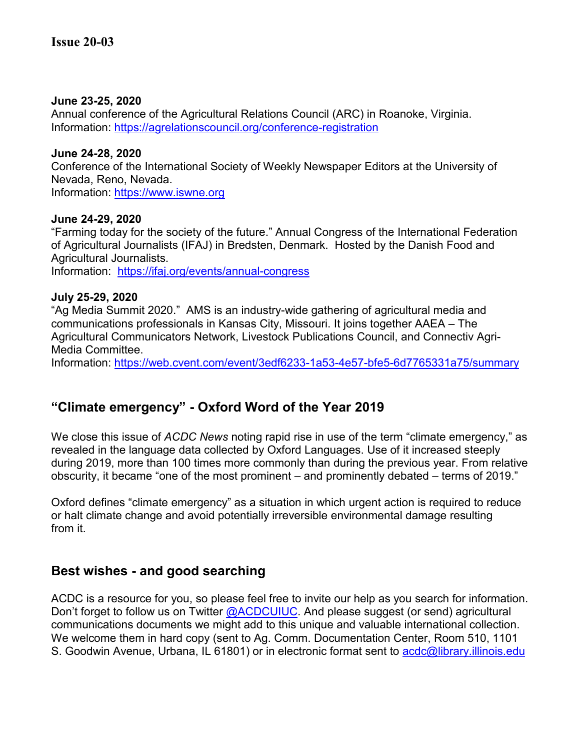**June 23-25, 2020**
Annual conference of the Agricultural Relations Council (ARC) in Roanoke, Virginia.
Information: https://agrelationscouncil.org/conference-registration

**June 24-28, 2020**
Conference of the International Society of Weekly Newspaper Editors at the University of Nevada, Reno, Nevada.
Information: https://www.iswne.org

**June 24-29, 2020**
"Farming today for the society of the future." Annual Congress of the International Federation of Agricultural Journalists (IFAJ) in Bredsten, Denmark. Hosted by the Danish Food and Agricultural Journalists.
Information: https://ifaj.org/events/annual-congress

**July 25-29, 2020**
"Ag Media Summit 2020." AMS is an industry-wide gathering of agricultural media and communications professionals in Kansas City, Missouri. It joins together AAEA – The Agricultural Communicators Network, Livestock Publications Council, and Connectiv Agri-Media Committee.
Information: https://web.cvent.com/event/3edf6233-1a53-4e57-bfe5-6d7765331a75/summary

## "Climate emergency" - Oxford Word of the Year 2019

We close this issue of *ACDC News* noting rapid rise in use of the term "climate emergency," as revealed in the language data collected by Oxford Languages. Use of it increased steeply during 2019, more than 100 times more commonly than during the previous year. From relative obscurity, it became "one of the most prominent – and prominently debated – terms of 2019."

Oxford defines "climate emergency" as a situation in which urgent action is required to reduce or halt climate change and avoid potentially irreversible environmental damage resulting from it.

## Best wishes - and good searching

ACDC is a resource for you, so please feel free to invite our help as you search for information. Don't forget to follow us on Twitter @ACDCUIUC. And please suggest (or send) agricultural communications documents we might add to this unique and valuable international collection. We welcome them in hard copy (sent to Ag. Comm. Documentation Center, Room 510, 1101 S. Goodwin Avenue, Urbana, IL 61801) or in electronic format sent to acdc@library.illinois.edu